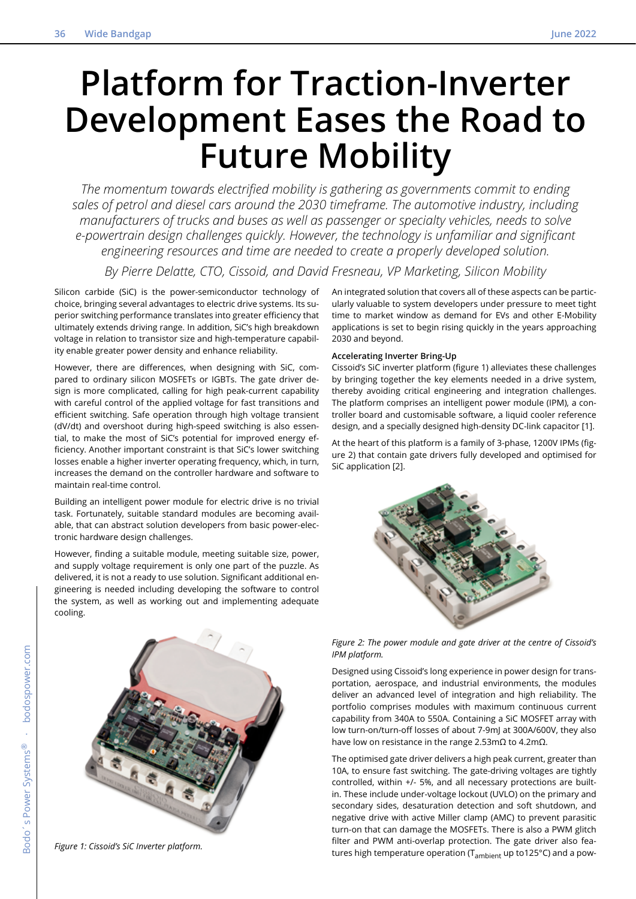# Platform for Traction-Inverter Development Eases the Road to Future Mobility

*The momentum towards electrified mobility is gathering as governments commit to ending sales of petrol and diesel cars around the 2030 timeframe. The automotive industry, including manufacturers of trucks and buses as well as passenger or specialty vehicles, needs to solve e-powertrain design challenges quickly. However, the technology is unfamiliar and significant engineering resources and time are needed to create a properly developed solution.*

*By Pierre Delatte, CTO, Cissoid, and David Fresneau, VP Marketing, Silicon Mobility*

Silicon carbide (SiC) is the power-semiconductor technology of choice, bringing several advantages to electric drive systems. Its superior switching performance translates into greater efficiency that ultimately extends driving range. In addition, SiC's high breakdown voltage in relation to transistor size and high-temperature capability enable greater power density and enhance reliability.

However, there are differences, when designing with SiC, compared to ordinary silicon MOSFETs or IGBTs. The gate driver design is more complicated, calling for high peak-current capability with careful control of the applied voltage for fast transitions and efficient switching. Safe operation through high voltage transient (dV/dt) and overshoot during high-speed switching is also essential, to make the most of SiC's potential for improved energy efficiency. Another important constraint is that SiC's lower switching losses enable a higher inverter operating frequency, which, in turn, increases the demand on the controller hardware and software to maintain real-time control.

Building an intelligent power module for electric drive is no trivial task. Fortunately, suitable standard modules are becoming available, that can abstract solution developers from basic power-electronic hardware design challenges.

However, finding a suitable module, meeting suitable size, power, and supply voltage requirement is only one part of the puzzle. As delivered, it is not a ready to use solution. Significant additional engineering is needed including developing the software to control the system, as well as working out and implementing adequate cooling.

*Figure 1: Cissoid's SiC Inverter platform.*

An integrated solution that covers all of these aspects can be particularly valuable to system developers under pressure to meet tight time to market window as demand for EVs and other E-Mobility applications is set to begin rising quickly in the years approaching 2030 and beyond.

**Accelerating Inverter Bring-Up**

Cissoid's SiC inverter platform (figure 1) alleviates these challenges by bringing together the key elements needed in a drive system, thereby avoiding critical engineering and integration challenges. The platform comprises an intelligent power module (IPM), a controller board and customisable software, a liquid cooler reference design, and a specially designed high-density DC-link capacitor [1].

At the heart of this platform is a family of 3-phase, 1200V IPMs (figure 2) that contain gate drivers fully developed and optimised for SiC application [2].

*Figure 2: The power module and gate driver at the centre of Cissoid's IPM platform.*

Designed using Cissoid's long experience in power design for transportation, aerospace, and industrial environments, the modules deliver an advanced level of integration and high reliability. The portfolio comprises modules with maximum continuous current capability from 340A to 550A. Containing a SiC MOSFET array with low turn-on/turn-off losses of about 7-9mJ at 300A/600V, they also have low on resistance in the range 2.53mΩ to 4.2mΩ.

The optimised gate driver delivers a high peak current, greater than 10A, to ensure fast switching. The gate-driving voltages are tightly controlled, within +/- 5%, and all necessary protections are built-in. These include under-voltage lockout (UVLO) on the primary and secondary sides, desaturation detection and soft shutdown, and negative drive with active Miller clamp (AMC) to prevent parasitic turn-on that can damage the MOSFETs. There is also a PWM glitch filter and PWM anti-overlap protection. The gate driver also features high temperature operation ($T_{ambient}$ up to125°C) and a pow-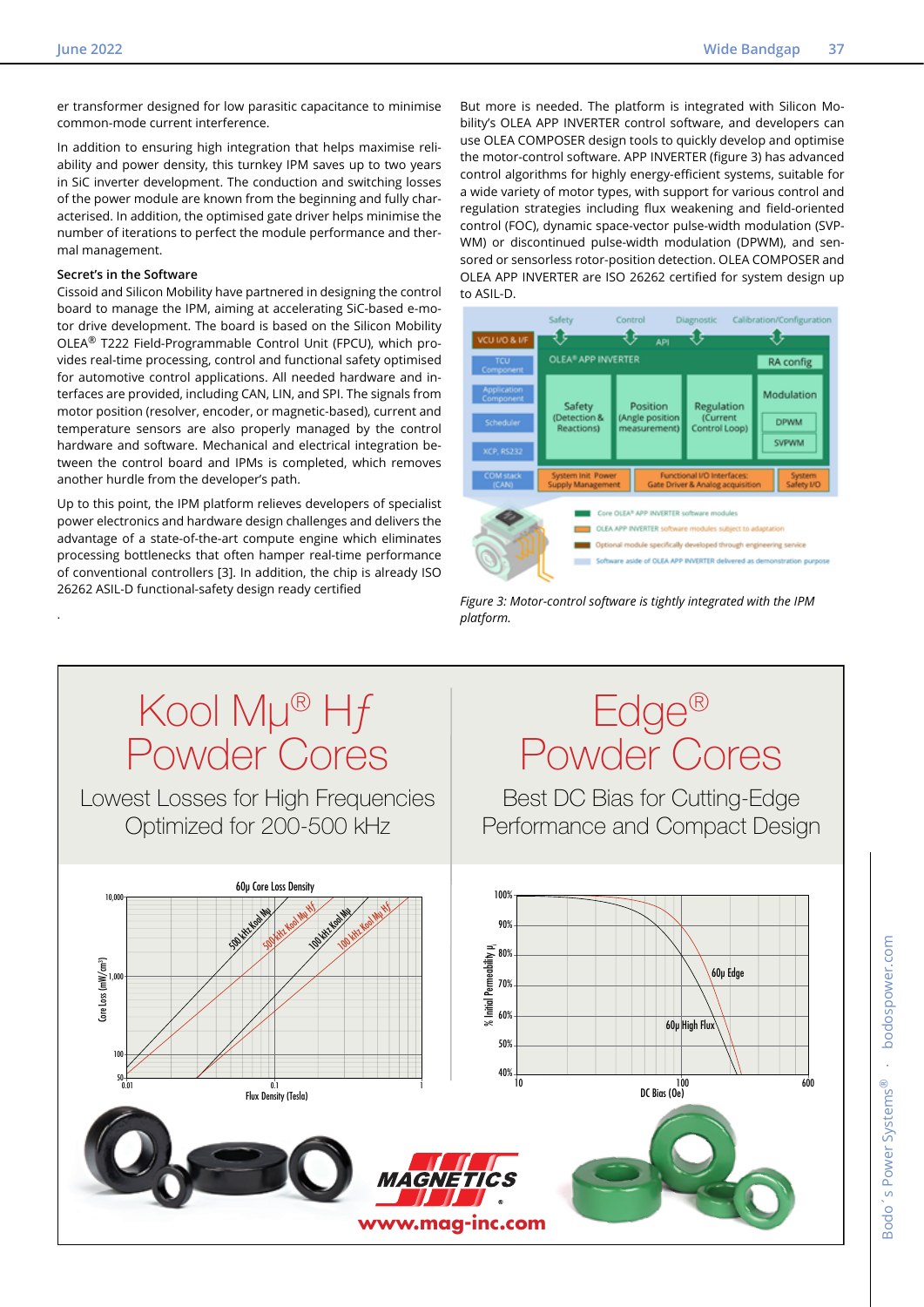er transformer designed for low parasitic capacitance to minimise common-mode current interference.

In addition to ensuring high integration that helps maximise reliability and power density, this turnkey IPM saves up to two years in SiC inverter development. The conduction and switching losses of the power module are known from the beginning and fully characterised. In addition, the optimised gate driver helps minimise the number of iterations to perfect the module performance and thermal management.

### Secret's in the Software

Cissoid and Silicon Mobility have partnered in designing the control board to manage the IPM, aiming at accelerating SiC-based e-motor drive development. The board is based on the Silicon Mobility OLEA® T222 Field-Programmable Control Unit (FPCU), which provides real-time processing, control and functional safety optimised for automotive control applications. All needed hardware and interfaces are provided, including CAN, LIN, and SPI. The signals from motor position (resolver, encoder, or magnetic-based), current and temperature sensors are also properly managed by the control hardware and software. Mechanical and electrical integration between the control board and IPMs is completed, which removes another hurdle from the developer's path.

Up to this point, the IPM platform relieves developers of specialist power electronics and hardware design challenges and delivers the advantage of a state-of-the-art compute engine which eliminates processing bottlenecks that often hamper real-time performance of conventional controllers [3]. In addition, the chip is already ISO 26262 ASIL-D functional-safety design ready certified.

But more is needed. The platform is integrated with Silicon Mobility's OLEA APP INVERTER control software, and developers can use OLEA COMPOSER design tools to quickly develop and optimise the motor-control software. APP INVERTER (figure 3) has advanced control algorithms for highly energy-efficient systems, suitable for a wide variety of motor types, with support for various control and regulation strategies including flux weakening and field-oriented control (FOC), dynamic space-vector pulse-width modulation (SVPWM) or discontinued pulse-width modulation (DPWM), and sensored or sensorless rotor-position detection. OLEA COMPOSER and OLEA APP INVERTER are ISO 26262 certified for system design up to ASIL-D.

*Figure 3: Motor-control software is tightly integrated with the IPM platform.*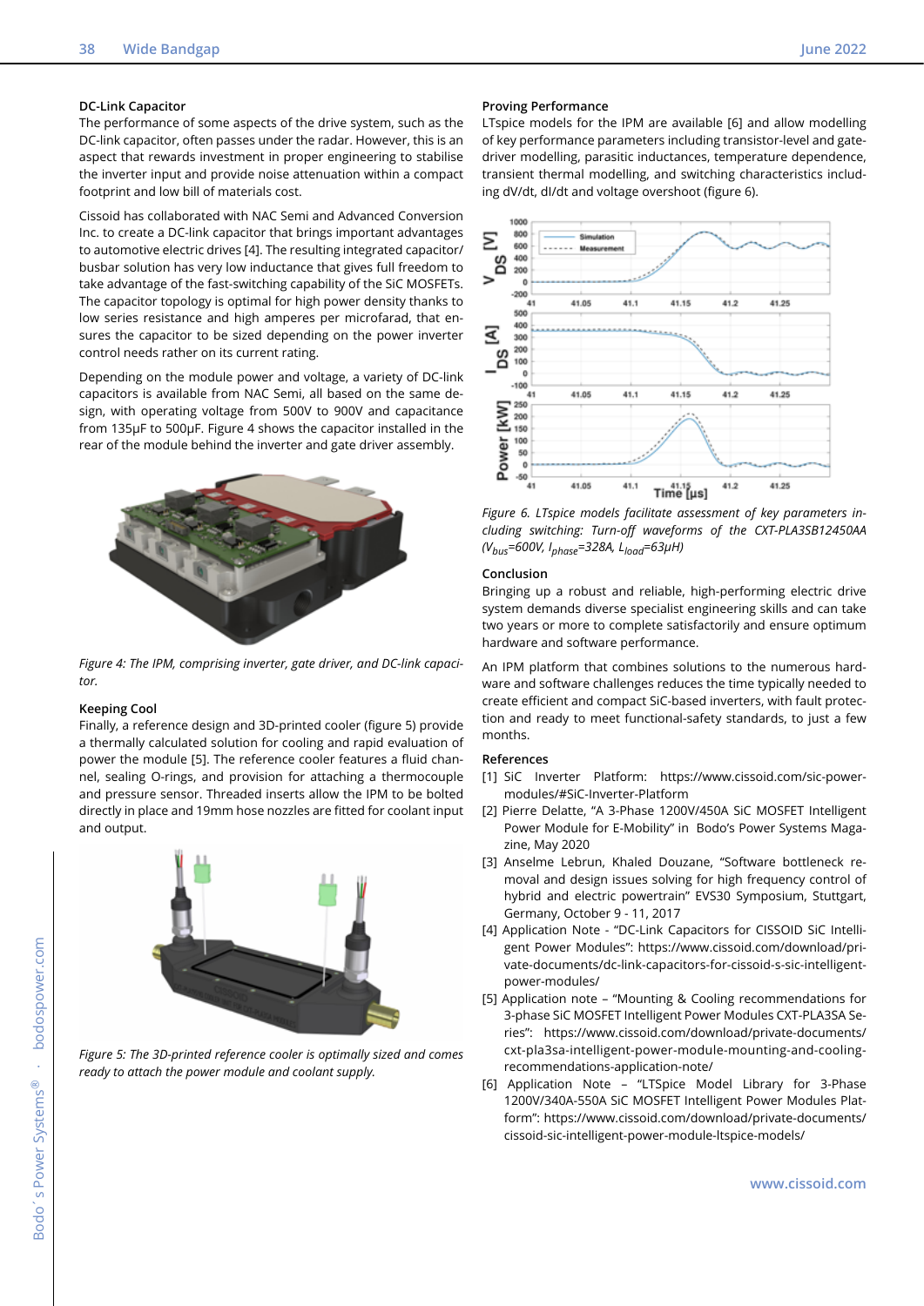## DC-Link Capacitor

The performance of some aspects of the drive system, such as the DC-link capacitor, often passes under the radar. However, this is an aspect that rewards investment in proper engineering to stabilise the inverter input and provide noise attenuation within a compact footprint and low bill of materials cost.

Cissoid has collaborated with NAC Semi and Advanced Conversion Inc. to create a DC-link capacitor that brings important advantages to automotive electric drives [4]. The resulting integrated capacitor/ busbar solution has very low inductance that gives full freedom to take advantage of the fast-switching capability of the SiC MOSFETs. The capacitor topology is optimal for high power density thanks to low series resistance and high amperes per microfarad, that ensures the capacitor to be sized depending on the power inverter control needs rather on its current rating.

Depending on the module power and voltage, a variety of DC-link capacitors is available from NAC Semi, all based on the same design, with operating voltage from 500V to 900V and capacitance from 135µF to 500µF. Figure 4 shows the capacitor installed in the rear of the module behind the inverter and gate driver assembly.

*Figure 4: The IPM, comprising inverter, gate driver, and DC-link capacitor.*

## Keeping Cool

Finally, a reference design and 3D-printed cooler (figure 5) provide a thermally calculated solution for cooling and rapid evaluation of power the module [5]. The reference cooler features a fluid channel, sealing O-rings, and provision for attaching a thermocouple and pressure sensor. Threaded inserts allow the IPM to be bolted directly in place and 19mm hose nozzles are fitted for coolant input and output.

*Figure 5: The 3D-printed reference cooler is optimally sized and comes ready to attach the power module and coolant supply.*

## Proving Performance

LTspice models for the IPM are available [6] and allow modelling of key performance parameters including transistor-level and gate-driver modelling, parasitic inductances, temperature dependence, transient thermal modelling, and switching characteristics including dV/dt, dI/dt and voltage overshoot (figure 6).

Simulation
Measurement
$V_{DS}$ [V]
$I_{DS}$ [A]
Power [kW]
Time [µs]
41 41.05 41.1 41.15 41.2 41.25

*Figure 6. LTspice models facilitate assessment of key parameters including switching: Turn-off waveforms of the CXT-PLA3SB12450AA ($V_{bus}$=600V, $I_{phase}$=328A, $L_{load}$=63µH)*

## Conclusion

Bringing up a robust and reliable, high-performing electric drive system demands diverse specialist engineering skills and can take two years or more to complete satisfactorily and ensure optimum hardware and software performance.

An IPM platform that combines solutions to the numerous hardware and software challenges reduces the time typically needed to create efficient and compact SiC-based inverters, with fault protection and ready to meet functional-safety standards, to just a few months.

## References

[1] SiC Inverter Platform: https://www.cissoid.com/sic-power-modules/#SiC-Inverter-Platform

[2] Pierre Delatte, "A 3-Phase 1200V/450A SiC MOSFET Intelligent Power Module for E-Mobility" in Bodo's Power Systems Magazine, May 2020

[3] Anselme Lebrun, Khaled Douzane, "Software bottleneck removal and design issues solving for high frequency control of hybrid and electric powertrain" EVS30 Symposium, Stuttgart, Germany, October 9 - 11, 2017

[4] Application Note - "DC-Link Capacitors for CISSOID SiC Intelligent Power Modules": https://www.cissoid.com/download/private-documents/dc-link-capacitors-for-cissoid-s-sic-intelligent-power-modules/

[5] Application note – "Mounting & Cooling recommendations for 3-phase SiC MOSFET Intelligent Power Modules CXT-PLA3SA Series": https://www.cissoid.com/download/private-documents/cxt-pla3sa-intelligent-power-module-mounting-and-cooling-recommendations-application-note/

[6] Application Note – "LTspice Model Library for 3-Phase 1200V/340A-550A SiC MOSFET Intelligent Power Modules Platform": https://www.cissoid.com/download/private-documents/cissoid-sic-intelligent-power-module-ltspice-models/

www.cissoid.com